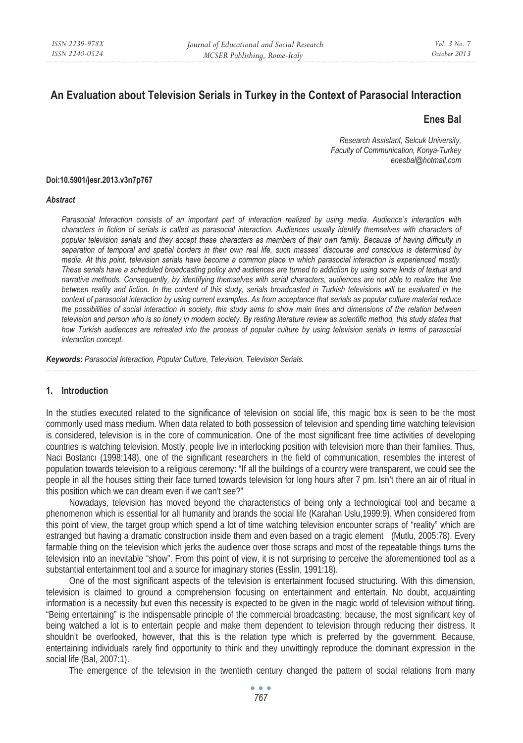# An Evaluation about Television Serials in Turkey in the Context of Parasocial Interaction

**Enes Bal**

*Research Assistant, Selcuk University, Faculty of Communication, Konya-Turkey*
*enesbal@hotmail.com*

**Doi:10.5901/jesr.2013.v3n7p767**

***Abstract***

*Parasocial Interaction consists of an important part of interaction realized by using media. Audience's interaction with characters in fiction of serials is called as parasocial interaction. Audiences usually identify themselves with characters of popular television serials and they accept these characters as members of their own family. Because of having difficulty in separation of temporal and spatial borders in their own real life, such masses' discourse and conscious is determined by media. At this point, television serials have become a common place in which parasocial interaction is experienced mostly. These serials have a scheduled broadcasting policy and audiences are turned to addiction by using some kinds of textual and narrative methods. Consequently, by identifying themselves with serial characters, audiences are not able to realize the line between reality and fiction. In the content of this study, serials broadcasted in Turkish televisions will be evaluated in the context of parasocial interaction by using current examples. As from acceptance that serials as popular culture material reduce the possibilities of social interaction in society, this study aims to show main lines and dimensions of the relation between television and person who is so lonely in modern society. By resting literature review as scientific method, this study states that how Turkish audiences are retreated into the process of popular culture by using television serials in terms of parasocial interaction concept.*

***Keywords:*** *Parasocial Interaction, Popular Culture, Television, Television Serials.*

## 1. Introduction

In the studies executed related to the significance of television on social life, this magic box is seen to be the most commonly used mass medium. When data related to both possession of television and spending time watching television is considered, television is in the core of communication. One of the most significant free time activities of developing countries is watching television. Mostly, people live in interlocking position with television more than their families. Thus, Naci Bostancı (1998:148), one of the significant researchers in the field of communication, resembles the interest of population towards television to a religious ceremony: "If all the buildings of a country were transparent, we could see the people in all the houses sitting their face turned towards television for long hours after 7 pm. Isn't there an air of ritual in this position which we can dream even if we can't see?"

Nowadays, television has moved beyond the characteristics of being only a technological tool and became a phenomenon which is essential for all humanity and brands the social life (Karahan Uslu,1999:9). When considered from this point of view, the target group which spend a lot of time watching television encounter scraps of "reality" which are estranged but having a dramatic construction inside them and even based on a tragic element (Mutlu, 2005:78). Every farmable thing on the television which jerks the audience over those scraps and most of the repeatable things turns the television into an inevitable "show". From this point of view, it is not surprising to perceive the aforementioned tool as a substantial entertainment tool and a source for imaginary stories (Esslin, 1991:18).

One of the most significant aspects of the television is entertainment focused structuring. With this dimension, television is claimed to ground a comprehension focusing on entertainment and entertain. No doubt, acquainting information is a necessity but even this necessity is expected to be given in the magic world of television without tiring. "Being entertaining" is the indispensable principle of the commercial broadcasting; because, the most significant key of being watched a lot is to entertain people and make them dependent to television through reducing their distress. It shouldn't be overlooked, however, that this is the relation type which is preferred by the government. Because, entertaining individuals rarely find opportunity to think and they unwittingly reproduce the dominant expression in the social life (Bal, 2007:1).

The emergence of the television in the twentieth century changed the pattern of social relations from many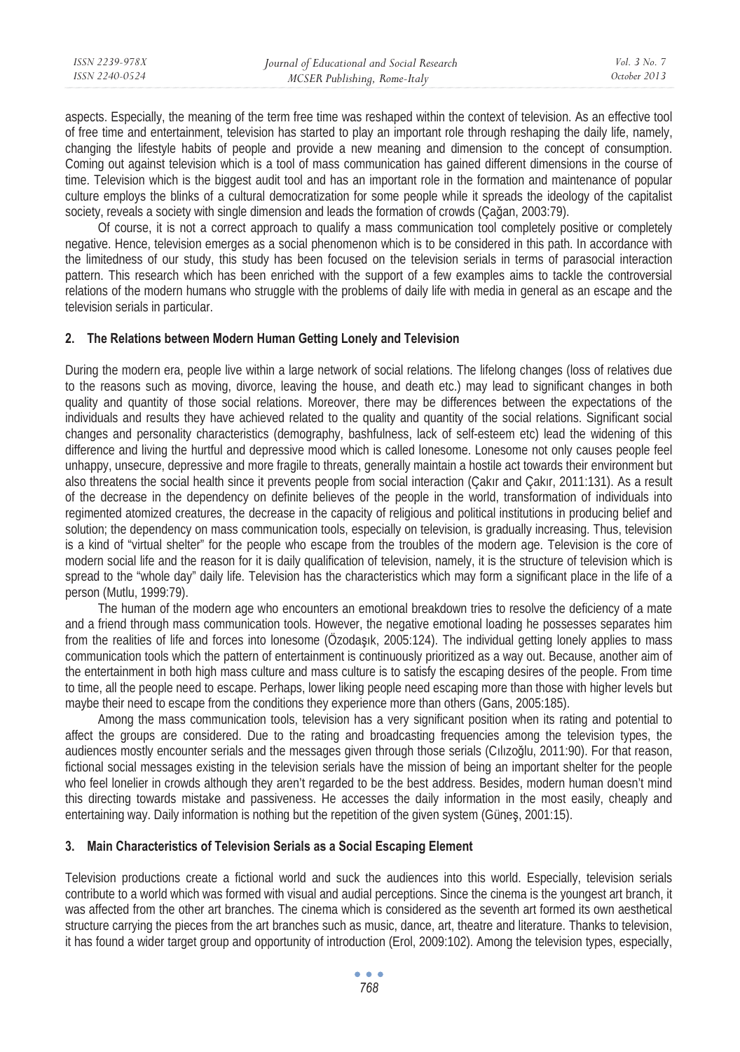aspects. Especially, the meaning of the term free time was reshaped within the context of television. As an effective tool of free time and entertainment, television has started to play an important role through reshaping the daily life, namely, changing the lifestyle habits of people and provide a new meaning and dimension to the concept of consumption. Coming out against television which is a tool of mass communication has gained different dimensions in the course of time. Television which is the biggest audit tool and has an important role in the formation and maintenance of popular culture employs the blinks of a cultural democratization for some people while it spreads the ideology of the capitalist society, reveals a society with single dimension and leads the formation of crowds (Çağan, 2003:79).

Of course, it is not a correct approach to qualify a mass communication tool completely positive or completely negative. Hence, television emerges as a social phenomenon which is to be considered in this path. In accordance with the limitedness of our study, this study has been focused on the television serials in terms of parasocial interaction pattern. This research which has been enriched with the support of a few examples aims to tackle the controversial relations of the modern humans who struggle with the problems of daily life with media in general as an escape and the television serials in particular.

## 2. The Relations between Modern Human Getting Lonely and Television

During the modern era, people live within a large network of social relations. The lifelong changes (loss of relatives due to the reasons such as moving, divorce, leaving the house, and death etc.) may lead to significant changes in both quality and quantity of those social relations. Moreover, there may be differences between the expectations of the individuals and results they have achieved related to the quality and quantity of the social relations. Significant social changes and personality characteristics (demography, bashfulness, lack of self-esteem etc) lead the widening of this difference and living the hurtful and depressive mood which is called lonesome. Lonesome not only causes people feel unhappy, unsecure, depressive and more fragile to threats, generally maintain a hostile act towards their environment but also threatens the social health since it prevents people from social interaction (Çakır and Çakır, 2011:131). As a result of the decrease in the dependency on definite believes of the people in the world, transformation of individuals into regimented atomized creatures, the decrease in the capacity of religious and political institutions in producing belief and solution; the dependency on mass communication tools, especially on television, is gradually increasing. Thus, television is a kind of "virtual shelter" for the people who escape from the troubles of the modern age. Television is the core of modern social life and the reason for it is daily qualification of television, namely, it is the structure of television which is spread to the "whole day" daily life. Television has the characteristics which may form a significant place in the life of a person (Mutlu, 1999:79).

The human of the modern age who encounters an emotional breakdown tries to resolve the deficiency of a mate and a friend through mass communication tools. However, the negative emotional loading he possesses separates him from the realities of life and forces into lonesome (Özodaşık, 2005:124). The individual getting lonely applies to mass communication tools which the pattern of entertainment is continuously prioritized as a way out. Because, another aim of the entertainment in both high mass culture and mass culture is to satisfy the escaping desires of the people. From time to time, all the people need to escape. Perhaps, lower liking people need escaping more than those with higher levels but maybe their need to escape from the conditions they experience more than others (Gans, 2005:185).

Among the mass communication tools, television has a very significant position when its rating and potential to affect the groups are considered. Due to the rating and broadcasting frequencies among the television types, the audiences mostly encounter serials and the messages given through those serials (Cılızoğlu, 2011:90). For that reason, fictional social messages existing in the television serials have the mission of being an important shelter for the people who feel lonelier in crowds although they aren't regarded to be the best address. Besides, modern human doesn't mind this directing towards mistake and passiveness. He accesses the daily information in the most easily, cheaply and entertaining way. Daily information is nothing but the repetition of the given system (Güneş, 2001:15).

## 3. Main Characteristics of Television Serials as a Social Escaping Element

Television productions create a fictional world and suck the audiences into this world. Especially, television serials contribute to a world which was formed with visual and audial perceptions. Since the cinema is the youngest art branch, it was affected from the other art branches. The cinema which is considered as the seventh art formed its own aesthetical structure carrying the pieces from the art branches such as music, dance, art, theatre and literature. Thanks to television, it has found a wider target group and opportunity of introduction (Erol, 2009:102). Among the television types, especially,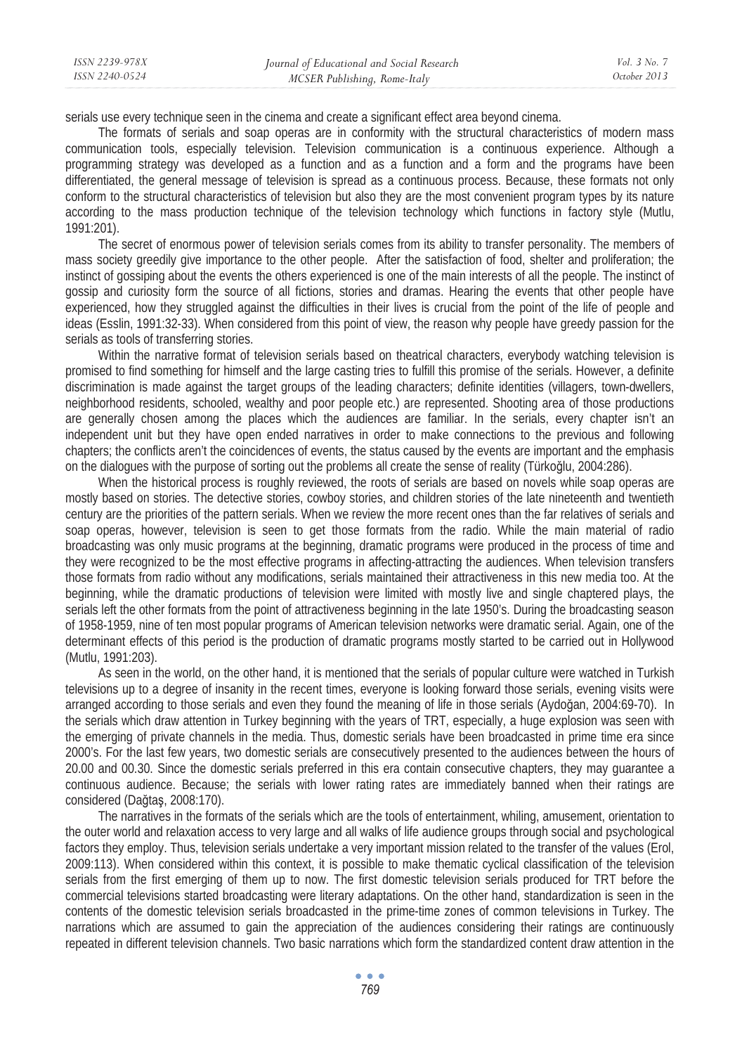serials use every technique seen in the cinema and create a significant effect area beyond cinema.

The formats of serials and soap operas are in conformity with the structural characteristics of modern mass communication tools, especially television. Television communication is a continuous experience. Although a programming strategy was developed as a function and as a function and a form and the programs have been differentiated, the general message of television is spread as a continuous process. Because, these formats not only conform to the structural characteristics of television but also they are the most convenient program types by its nature according to the mass production technique of the television technology which functions in factory style (Mutlu, 1991:201).

The secret of enormous power of television serials comes from its ability to transfer personality. The members of mass society greedily give importance to the other people. After the satisfaction of food, shelter and proliferation; the instinct of gossiping about the events the others experienced is one of the main interests of all the people. The instinct of gossip and curiosity form the source of all fictions, stories and dramas. Hearing the events that other people have experienced, how they struggled against the difficulties in their lives is crucial from the point of the life of people and ideas (Esslin, 1991:32-33). When considered from this point of view, the reason why people have greedy passion for the serials as tools of transferring stories.

Within the narrative format of television serials based on theatrical characters, everybody watching television is promised to find something for himself and the large casting tries to fulfill this promise of the serials. However, a definite discrimination is made against the target groups of the leading characters; definite identities (villagers, town-dwellers, neighborhood residents, schooled, wealthy and poor people etc.) are represented. Shooting area of those productions are generally chosen among the places which the audiences are familiar. In the serials, every chapter isn't an independent unit but they have open ended narratives in order to make connections to the previous and following chapters; the conflicts aren't the coincidences of events, the status caused by the events are important and the emphasis on the dialogues with the purpose of sorting out the problems all create the sense of reality (Türkoğlu, 2004:286).

When the historical process is roughly reviewed, the roots of serials are based on novels while soap operas are mostly based on stories. The detective stories, cowboy stories, and children stories of the late nineteenth and twentieth century are the priorities of the pattern serials. When we review the more recent ones than the far relatives of serials and soap operas, however, television is seen to get those formats from the radio. While the main material of radio broadcasting was only music programs at the beginning, dramatic programs were produced in the process of time and they were recognized to be the most effective programs in affecting-attracting the audiences. When television transfers those formats from radio without any modifications, serials maintained their attractiveness in this new media too. At the beginning, while the dramatic productions of television were limited with mostly live and single chaptered plays, the serials left the other formats from the point of attractiveness beginning in the late 1950's. During the broadcasting season of 1958-1959, nine of ten most popular programs of American television networks were dramatic serial. Again, one of the determinant effects of this period is the production of dramatic programs mostly started to be carried out in Hollywood (Mutlu, 1991:203).

As seen in the world, on the other hand, it is mentioned that the serials of popular culture were watched in Turkish televisions up to a degree of insanity in the recent times, everyone is looking forward those serials, evening visits were arranged according to those serials and even they found the meaning of life in those serials (Aydoğan, 2004:69-70). In the serials which draw attention in Turkey beginning with the years of TRT, especially, a huge explosion was seen with the emerging of private channels in the media. Thus, domestic serials have been broadcasted in prime time era since 2000's. For the last few years, two domestic serials are consecutively presented to the audiences between the hours of 20.00 and 00.30. Since the domestic serials preferred in this era contain consecutive chapters, they may guarantee a continuous audience. Because; the serials with lower rating rates are immediately banned when their ratings are considered (Dağtaş, 2008:170).

The narratives in the formats of the serials which are the tools of entertainment, whiling, amusement, orientation to the outer world and relaxation access to very large and all walks of life audience groups through social and psychological factors they employ. Thus, television serials undertake a very important mission related to the transfer of the values (Erol, 2009:113). When considered within this context, it is possible to make thematic cyclical classification of the television serials from the first emerging of them up to now. The first domestic television serials produced for TRT before the commercial televisions started broadcasting were literary adaptations. On the other hand, standardization is seen in the contents of the domestic television serials broadcasted in the prime-time zones of common televisions in Turkey. The narrations which are assumed to gain the appreciation of the audiences considering their ratings are continuously repeated in different television channels. Two basic narrations which form the standardized content draw attention in the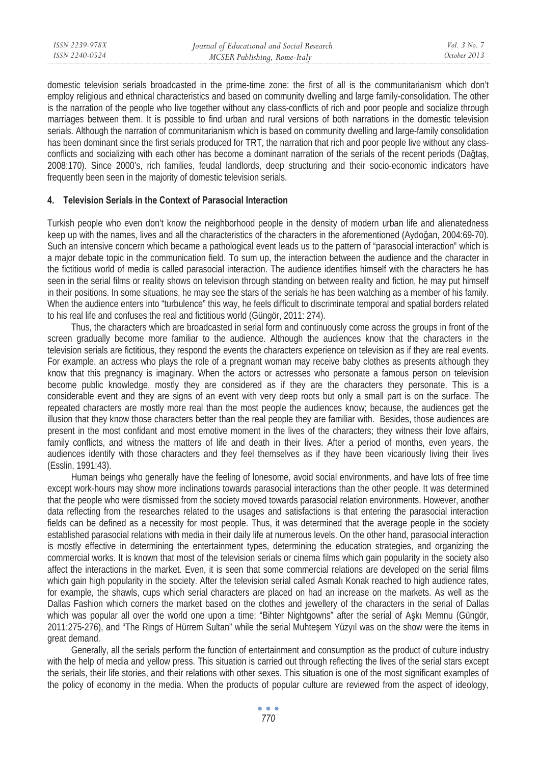domestic television serials broadcasted in the prime-time zone: the first of all is the communitarianism which don't employ religious and ethnical characteristics and based on community dwelling and large family-consolidation. The other is the narration of the people who live together without any class-conflicts of rich and poor people and socialize through marriages between them. It is possible to find urban and rural versions of both narrations in the domestic television serials. Although the narration of communitarianism which is based on community dwelling and large-family consolidation has been dominant since the first serials produced for TRT, the narration that rich and poor people live without any class-conflicts and socializing with each other has become a dominant narration of the serials of the recent periods (Dağtaş, 2008:170). Since 2000's, rich families, feudal landlords, deep structuring and their socio-economic indicators have frequently been seen in the majority of domestic television serials.

## 4. Television Serials in the Context of Parasocial Interaction

Turkish people who even don't know the neighborhood people in the density of modern urban life and alienatedness keep up with the names, lives and all the characteristics of the characters in the aforementioned (Aydoğan, 2004:69-70). Such an intensive concern which became a pathological event leads us to the pattern of "parasocial interaction" which is a major debate topic in the communication field. To sum up, the interaction between the audience and the character in the fictitious world of media is called parasocial interaction. The audience identifies himself with the characters he has seen in the serial films or reality shows on television through standing on between reality and fiction, he may put himself in their positions. In some situations, he may see the stars of the serials he has been watching as a member of his family. When the audience enters into "turbulence" this way, he feels difficult to discriminate temporal and spatial borders related to his real life and confuses the real and fictitious world (Güngör, 2011: 274).

Thus, the characters which are broadcasted in serial form and continuously come across the groups in front of the screen gradually become more familiar to the audience. Although the audiences know that the characters in the television serials are fictitious, they respond the events the characters experience on television as if they are real events. For example, an actress who plays the role of a pregnant woman may receive baby clothes as presents although they know that this pregnancy is imaginary. When the actors or actresses who personate a famous person on television become public knowledge, mostly they are considered as if they are the characters they personate. This is a considerable event and they are signs of an event with very deep roots but only a small part is on the surface. The repeated characters are mostly more real than the most people the audiences know; because, the audiences get the illusion that they know those characters better than the real people they are familiar with. Besides, those audiences are present in the most confidant and most emotive moment in the lives of the characters; they witness their love affairs, family conflicts, and witness the matters of life and death in their lives. After a period of months, even years, the audiences identify with those characters and they feel themselves as if they have been vicariously living their lives (Esslin, 1991:43).

Human beings who generally have the feeling of lonesome, avoid social environments, and have lots of free time except work-hours may show more inclinations towards parasocial interactions than the other people. It was determined that the people who were dismissed from the society moved towards parasocial relation environments. However, another data reflecting from the researches related to the usages and satisfactions is that entering the parasocial interaction fields can be defined as a necessity for most people. Thus, it was determined that the average people in the society established parasocial relations with media in their daily life at numerous levels. On the other hand, parasocial interaction is mostly effective in determining the entertainment types, determining the education strategies, and organizing the commercial works. It is known that most of the television serials or cinema films which gain popularity in the society also affect the interactions in the market. Even, it is seen that some commercial relations are developed on the serial films which gain high popularity in the society. After the television serial called Asmalı Konak reached to high audience rates, for example, the shawls, cups which serial characters are placed on had an increase on the markets. As well as the Dallas Fashion which corners the market based on the clothes and jewellery of the characters in the serial of Dallas which was popular all over the world one upon a time; "Bihter Nightgowns" after the serial of Aşkı Memnu (Güngör, 2011:275-276), and "The Rings of Hürrem Sultan" while the serial Muhteşem Yüzyıl was on the show were the items in great demand.

Generally, all the serials perform the function of entertainment and consumption as the product of culture industry with the help of media and yellow press. This situation is carried out through reflecting the lives of the serial stars except the serials, their life stories, and their relations with other sexes. This situation is one of the most significant examples of the policy of economy in the media. When the products of popular culture are reviewed from the aspect of ideology,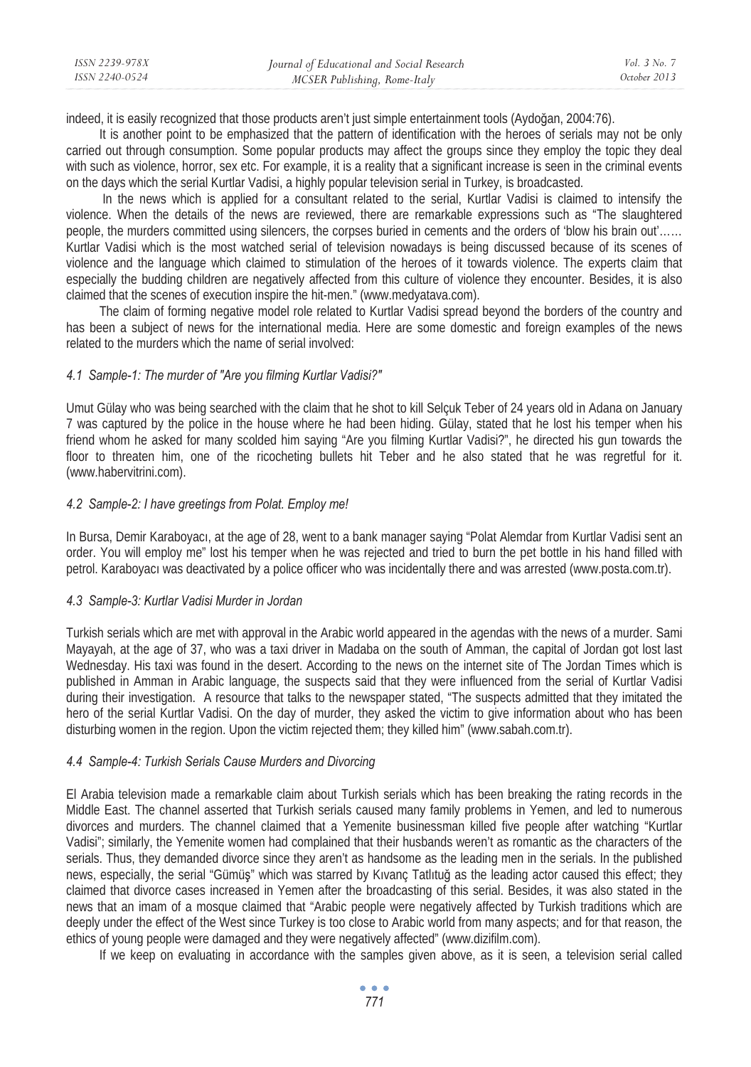indeed, it is easily recognized that those products aren't just simple entertainment tools (Aydoğan, 2004:76).

It is another point to be emphasized that the pattern of identification with the heroes of serials may not be only carried out through consumption. Some popular products may affect the groups since they employ the topic they deal with such as violence, horror, sex etc. For example, it is a reality that a significant increase is seen in the criminal events on the days which the serial Kurtlar Vadisi, a highly popular television serial in Turkey, is broadcasted.

In the news which is applied for a consultant related to the serial, Kurtlar Vadisi is claimed to intensify the violence. When the details of the news are reviewed, there are remarkable expressions such as "The slaughtered people, the murders committed using silencers, the corpses buried in cements and the orders of 'blow his brain out'…… Kurtlar Vadisi which is the most watched serial of television nowadays is being discussed because of its scenes of violence and the language which claimed to stimulation of the heroes of it towards violence. The experts claim that especially the budding children are negatively affected from this culture of violence they encounter. Besides, it is also claimed that the scenes of execution inspire the hit-men." (www.medyatava.com).

The claim of forming negative model role related to Kurtlar Vadisi spread beyond the borders of the country and has been a subject of news for the international media. Here are some domestic and foreign examples of the news related to the murders which the name of serial involved:

### *4.1 Sample-1: The murder of "Are you filming Kurtlar Vadisi?"*

Umut Gülay who was being searched with the claim that he shot to kill Selçuk Teber of 24 years old in Adana on January 7 was captured by the police in the house where he had been hiding. Gülay, stated that he lost his temper when his friend whom he asked for many scolded him saying "Are you filming Kurtlar Vadisi?", he directed his gun towards the floor to threaten him, one of the ricocheting bullets hit Teber and he also stated that he was regretful for it. (www.habervitrini.com).

### *4.2 Sample-2: I have greetings from Polat. Employ me!*

In Bursa, Demir Karaboyacı, at the age of 28, went to a bank manager saying "Polat Alemdar from Kurtlar Vadisi sent an order. You will employ me" lost his temper when he was rejected and tried to burn the pet bottle in his hand filled with petrol. Karaboyacı was deactivated by a police officer who was incidentally there and was arrested (www.posta.com.tr).

### *4.3 Sample-3: Kurtlar Vadisi Murder in Jordan*

Turkish serials which are met with approval in the Arabic world appeared in the agendas with the news of a murder. Sami Mayayah, at the age of 37, who was a taxi driver in Madaba on the south of Amman, the capital of Jordan got lost last Wednesday. His taxi was found in the desert. According to the news on the internet site of The Jordan Times which is published in Amman in Arabic language, the suspects said that they were influenced from the serial of Kurtlar Vadisi during their investigation. A resource that talks to the newspaper stated, "The suspects admitted that they imitated the hero of the serial Kurtlar Vadisi. On the day of murder, they asked the victim to give information about who has been disturbing women in the region. Upon the victim rejected them; they killed him" (www.sabah.com.tr).

### *4.4 Sample-4: Turkish Serials Cause Murders and Divorcing*

El Arabia television made a remarkable claim about Turkish serials which has been breaking the rating records in the Middle East. The channel asserted that Turkish serials caused many family problems in Yemen, and led to numerous divorces and murders. The channel claimed that a Yemenite businessman killed five people after watching "Kurtlar Vadisi"; similarly, the Yemenite women had complained that their husbands weren't as romantic as the characters of the serials. Thus, they demanded divorce since they aren't as handsome as the leading men in the serials. In the published news, especially, the serial "Gümüş" which was starred by Kıvanç Tatlıtuğ as the leading actor caused this effect; they claimed that divorce cases increased in Yemen after the broadcasting of this serial. Besides, it was also stated in the news that an imam of a mosque claimed that "Arabic people were negatively affected by Turkish traditions which are deeply under the effect of the West since Turkey is too close to Arabic world from many aspects; and for that reason, the ethics of young people were damaged and they were negatively affected" (www.dizifilm.com).

If we keep on evaluating in accordance with the samples given above, as it is seen, a television serial called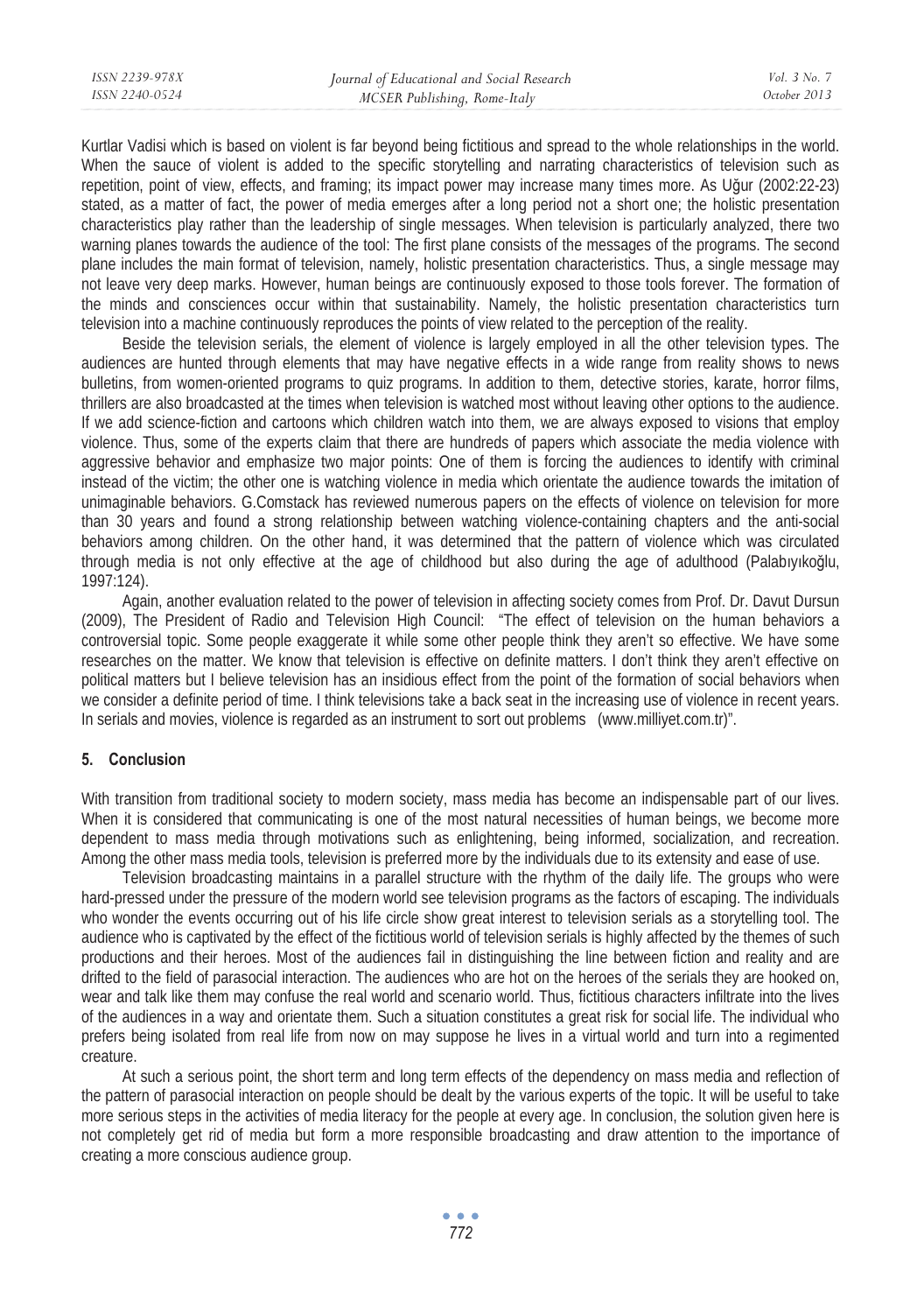Kurtlar Vadisi which is based on violent is far beyond being fictitious and spread to the whole relationships in the world. When the sauce of violent is added to the specific storytelling and narrating characteristics of television such as repetition, point of view, effects, and framing; its impact power may increase many times more. As Uğur (2002:22-23) stated, as a matter of fact, the power of media emerges after a long period not a short one; the holistic presentation characteristics play rather than the leadership of single messages. When television is particularly analyzed, there two warning planes towards the audience of the tool: The first plane consists of the messages of the programs. The second plane includes the main format of television, namely, holistic presentation characteristics. Thus, a single message may not leave very deep marks. However, human beings are continuously exposed to those tools forever. The formation of the minds and consciences occur within that sustainability. Namely, the holistic presentation characteristics turn television into a machine continuously reproduces the points of view related to the perception of the reality.

Beside the television serials, the element of violence is largely employed in all the other television types. The audiences are hunted through elements that may have negative effects in a wide range from reality shows to news bulletins, from women-oriented programs to quiz programs. In addition to them, detective stories, karate, horror films, thrillers are also broadcasted at the times when television is watched most without leaving other options to the audience. If we add science-fiction and cartoons which children watch into them, we are always exposed to visions that employ violence. Thus, some of the experts claim that there are hundreds of papers which associate the media violence with aggressive behavior and emphasize two major points: One of them is forcing the audiences to identify with criminal instead of the victim; the other one is watching violence in media which orientate the audience towards the imitation of unimaginable behaviors. G.Comstack has reviewed numerous papers on the effects of violence on television for more than 30 years and found a strong relationship between watching violence-containing chapters and the anti-social behaviors among children. On the other hand, it was determined that the pattern of violence which was circulated through media is not only effective at the age of childhood but also during the age of adulthood (Palabıyıkoğlu, 1997:124).

Again, another evaluation related to the power of television in affecting society comes from Prof. Dr. Davut Dursun (2009), The President of Radio and Television High Council: "The effect of television on the human behaviors a controversial topic. Some people exaggerate it while some other people think they aren't so effective. We have some researches on the matter. We know that television is effective on definite matters. I don't think they aren't effective on political matters but I believe television has an insidious effect from the point of the formation of social behaviors when we consider a definite period of time. I think televisions take a back seat in the increasing use of violence in recent years. In serials and movies, violence is regarded as an instrument to sort out problems (www.milliyet.com.tr)".

## 5. Conclusion

With transition from traditional society to modern society, mass media has become an indispensable part of our lives. When it is considered that communicating is one of the most natural necessities of human beings, we become more dependent to mass media through motivations such as enlightening, being informed, socialization, and recreation. Among the other mass media tools, television is preferred more by the individuals due to its extensity and ease of use.

Television broadcasting maintains in a parallel structure with the rhythm of the daily life. The groups who were hard-pressed under the pressure of the modern world see television programs as the factors of escaping. The individuals who wonder the events occurring out of his life circle show great interest to television serials as a storytelling tool. The audience who is captivated by the effect of the fictitious world of television serials is highly affected by the themes of such productions and their heroes. Most of the audiences fail in distinguishing the line between fiction and reality and are drifted to the field of parasocial interaction. The audiences who are hot on the heroes of the serials they are hooked on, wear and talk like them may confuse the real world and scenario world. Thus, fictitious characters infiltrate into the lives of the audiences in a way and orientate them. Such a situation constitutes a great risk for social life. The individual who prefers being isolated from real life from now on may suppose he lives in a virtual world and turn into a regimented creature.

At such a serious point, the short term and long term effects of the dependency on mass media and reflection of the pattern of parasocial interaction on people should be dealt by the various experts of the topic. It will be useful to take more serious steps in the activities of media literacy for the people at every age. In conclusion, the solution given here is not completely get rid of media but form a more responsible broadcasting and draw attention to the importance of creating a more conscious audience group.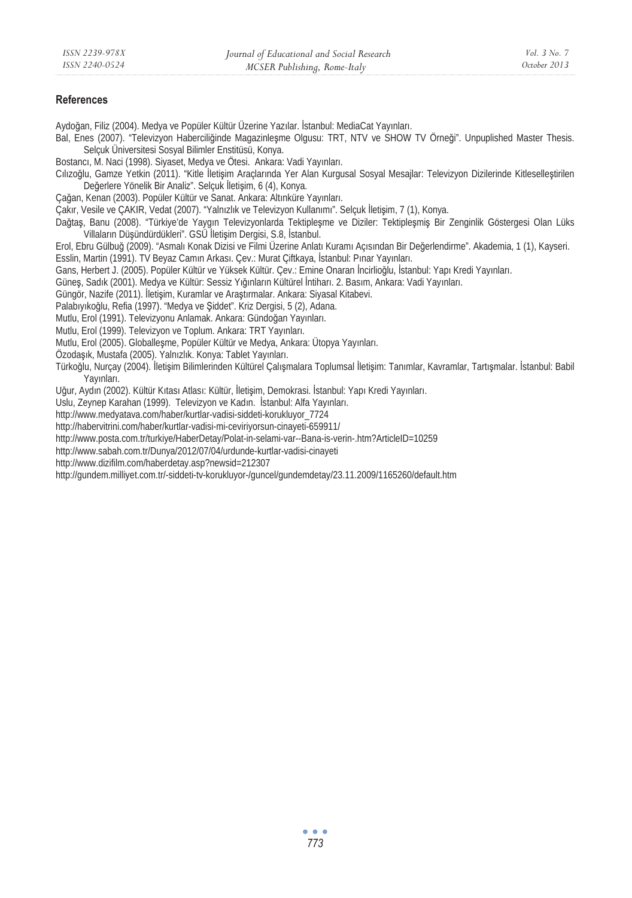## References

Aydoğan, Filiz (2004). Medya ve Popüler Kültür Üzerine Yazılar. İstanbul: MediaCat Yayınları.

Bal, Enes (2007). "Televizyon Haberciliğinde Magazinleşme Olgusu: TRT, NTV ve SHOW TV Örneği". Unpuplished Master Thesis. Selçuk Üniversitesi Sosyal Bilimler Enstitüsü, Konya.

Bostancı, M. Naci (1998). Siyaset, Medya ve Ötesi. Ankara: Vadi Yayınları.

Cılızoğlu, Gamze Yetkin (2011). "Kitle İletişim Araçlarında Yer Alan Kurgusal Sosyal Mesajlar: Televizyon Dizilerinde Kitleselleştirilen Değerlere Yönelik Bir Analiz". Selçuk İletişim, 6 (4), Konya.

Çağan, Kenan (2003). Popüler Kültür ve Sanat. Ankara: Altınküre Yayınları.

Çakır, Vesile ve ÇAKIR, Vedat (2007). "Yalnızlık ve Televizyon Kullanımı". Selçuk İletişim, 7 (1), Konya.

Dağtaş, Banu (2008). "Türkiye'de Yaygın Televizyonlarda Tektipleşme ve Diziler: Tektipleşmiş Bir Zenginlik Göstergesi Olan Lüks Villaların Düşündürdükleri". GSÜ İletişim Dergisi, S.8, İstanbul.

Erol, Ebru Gülbuğ (2009). "Asmalı Konak Dizisi ve Filmi Üzerine Anlatı Kuramı Açısından Bir Değerlendirme". Akademia, 1 (1), Kayseri.

Esslin, Martin (1991). TV Beyaz Camın Arkası. Çev.: Murat Çiftkaya, İstanbul: Pınar Yayınları.

Gans, Herbert J. (2005). Popüler Kültür ve Yüksek Kültür. Çev.: Emine Onaran İncirlioğlu, İstanbul: Yapı Kredi Yayınları.

Güneş, Sadık (2001). Medya ve Kültür: Sessiz Yığınların Kültürel İntiharı. 2. Basım, Ankara: Vadi Yayınları.

Güngör, Nazife (2011). İletişim, Kuramlar ve Araştırmalar. Ankara: Siyasal Kitabevi.

Palabıyıkoğlu, Refia (1997). "Medya ve Şiddet". Kriz Dergisi, 5 (2), Adana.

Mutlu, Erol (1991). Televizyonu Anlamak. Ankara: Gündoğan Yayınları.

Mutlu, Erol (1999). Televizyon ve Toplum. Ankara: TRT Yayınları.

Mutlu, Erol (2005). Globalleşme, Popüler Kültür ve Medya, Ankara: Ütopya Yayınları.

Özodaşık, Mustafa (2005). Yalnızlık. Konya: Tablet Yayınları.

Türkoğlu, Nurçay (2004). İletişim Bilimlerinden Kültürel Çalışmalara Toplumsal İletişim: Tanımlar, Kavramlar, Tartışmalar. İstanbul: Babil Yayınları.

Uğur, Aydın (2002). Kültür Kıtası Atlası: Kültür, İletişim, Demokrasi. İstanbul: Yapı Kredi Yayınları.

Uslu, Zeynep Karahan (1999). Televizyon ve Kadın. İstanbul: Alfa Yayınları.

http://www.medyatava.com/haber/kurtlar-vadisi-siddeti-korukluyor_7724

http://habervitrini.com/haber/kurtlar-vadisi-mi-ceviriyorsun-cinayeti-659911/

http://www.posta.com.tr/turkiye/HaberDetay/Polat-in-selami-var--Bana-is-verin-.htm?ArticleID=10259

http://www.sabah.com.tr/Dunya/2012/07/04/urdunde-kurtlar-vadisi-cinayeti

http://www.dizifilm.com/haberdetay.asp?newsid=212307

http://gundem.milliyet.com.tr/-siddeti-tv-korukluyor-/guncel/gundemdetay/23.11.2009/1165260/default.htm